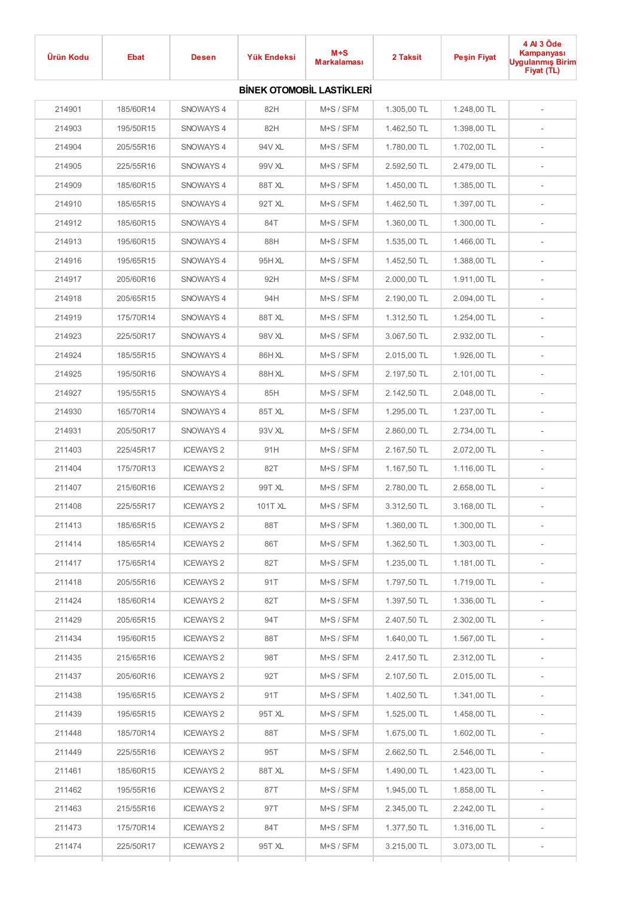| Ürün Kodu | Ebat | Desen | Yük Endeksi | M+S Markalaması | 2 Taksit | Peşin Fiyat | 4 Al 3 Öde Kampanyası Uygulanmış Birim Fiyat (TL) |
|---|---|---|---|---|---|---|---|
| **BİNEK OTOMOBİL LASTİKLERİ** | | | | | | | |
| 214901 | 185/60R14 | SNOWAYS 4 | 82H | M+S / SFM | 1.305,00 TL | 1.248,00 TL | - |
| 214903 | 195/50R15 | SNOWAYS 4 | 82H | M+S / SFM | 1.462,50 TL | 1.398,00 TL | - |
| 214904 | 205/55R16 | SNOWAYS 4 | 94V XL | M+S / SFM | 1.780,00 TL | 1.702,00 TL | - |
| 214905 | 225/55R16 | SNOWAYS 4 | 99V XL | M+S / SFM | 2.592,50 TL | 2.479,00 TL | - |
| 214909 | 185/60R15 | SNOWAYS 4 | 88T XL | M+S / SFM | 1.450,00 TL | 1.385,00 TL | - |
| 214910 | 185/65R15 | SNOWAYS 4 | 92T XL | M+S / SFM | 1.462,50 TL | 1.397,00 TL | - |
| 214912 | 185/60R15 | SNOWAYS 4 | 84T | M+S / SFM | 1.360,00 TL | 1.300,00 TL | - |
| 214913 | 195/60R15 | SNOWAYS 4 | 88H | M+S / SFM | 1.535,00 TL | 1.466,00 TL | - |
| 214916 | 195/65R15 | SNOWAYS 4 | 95H XL | M+S / SFM | 1.452,50 TL | 1.388,00 TL | - |
| 214917 | 205/60R16 | SNOWAYS 4 | 92H | M+S / SFM | 2.000,00 TL | 1.911,00 TL | - |
| 214918 | 205/65R15 | SNOWAYS 4 | 94H | M+S / SFM | 2.190,00 TL | 2.094,00 TL | - |
| 214919 | 175/70R14 | SNOWAYS 4 | 88T XL | M+S / SFM | 1.312,50 TL | 1.254,00 TL | - |
| 214923 | 225/50R17 | SNOWAYS 4 | 98V XL | M+S / SFM | 3.067,50 TL | 2.932,00 TL | - |
| 214924 | 185/55R15 | SNOWAYS 4 | 86H XL | M+S / SFM | 2.015,00 TL | 1.926,00 TL | - |
| 214925 | 195/50R16 | SNOWAYS 4 | 88H XL | M+S / SFM | 2.197,50 TL | 2.101,00 TL | - |
| 214927 | 195/55R15 | SNOWAYS 4 | 85H | M+S / SFM | 2.142,50 TL | 2.048,00 TL | - |
| 214930 | 165/70R14 | SNOWAYS 4 | 85T XL | M+S / SFM | 1.295,00 TL | 1.237,00 TL | - |
| 214931 | 205/50R17 | SNOWAYS 4 | 93V XL | M+S / SFM | 2.860,00 TL | 2.734,00 TL | - |
| 211403 | 225/45R17 | ICEWAYS 2 | 91H | M+S / SFM | 2.167,50 TL | 2.072,00 TL | - |
| 211404 | 175/70R13 | ICEWAYS 2 | 82T | M+S / SFM | 1.167,50 TL | 1.116,00 TL | - |
| 211407 | 215/60R16 | ICEWAYS 2 | 99T XL | M+S / SFM | 2.780,00 TL | 2.658,00 TL | - |
| 211408 | 225/55R17 | ICEWAYS 2 | 101T XL | M+S / SFM | 3.312,50 TL | 3.168,00 TL | - |
| 211413 | 185/65R15 | ICEWAYS 2 | 88T | M+S / SFM | 1.360,00 TL | 1.300,00 TL | - |
| 211414 | 185/65R14 | ICEWAYS 2 | 86T | M+S / SFM | 1.362,50 TL | 1.303,00 TL | - |
| 211417 | 175/65R14 | ICEWAYS 2 | 82T | M+S / SFM | 1.235,00 TL | 1.181,00 TL | - |
| 211418 | 205/55R16 | ICEWAYS 2 | 91T | M+S / SFM | 1.797,50 TL | 1.719,00 TL | - |
| 211424 | 185/60R14 | ICEWAYS 2 | 82T | M+S / SFM | 1.397,50 TL | 1.336,00 TL | - |
| 211429 | 205/65R15 | ICEWAYS 2 | 94T | M+S / SFM | 2.407,50 TL | 2.302,00 TL | - |
| 211434 | 195/60R15 | ICEWAYS 2 | 88T | M+S / SFM | 1.640,00 TL | 1.567,00 TL | - |
| 211435 | 215/65R16 | ICEWAYS 2 | 98T | M+S / SFM | 2.417,50 TL | 2.312,00 TL | - |
| 211437 | 205/60R16 | ICEWAYS 2 | 92T | M+S / SFM | 2.107,50 TL | 2.015,00 TL | - |
| 211438 | 195/65R15 | ICEWAYS 2 | 91T | M+S / SFM | 1.402,50 TL | 1.341,00 TL | - |
| 211439 | 195/65R15 | ICEWAYS 2 | 95T XL | M+S / SFM | 1.525,00 TL | 1.458,00 TL | - |
| 211448 | 185/70R14 | ICEWAYS 2 | 88T | M+S / SFM | 1.675,00 TL | 1.602,00 TL | - |
| 211449 | 225/55R16 | ICEWAYS 2 | 95T | M+S / SFM | 2.662,50 TL | 2.546,00 TL | - |
| 211461 | 185/60R15 | ICEWAYS 2 | 88T XL | M+S / SFM | 1.490,00 TL | 1.423,00 TL | - |
| 211462 | 195/55R16 | ICEWAYS 2 | 87T | M+S / SFM | 1.945,00 TL | 1.858,00 TL | - |
| 211463 | 215/55R16 | ICEWAYS 2 | 97T | M+S / SFM | 2.345,00 TL | 2.242,00 TL | - |
| 211473 | 175/70R14 | ICEWAYS 2 | 84T | M+S / SFM | 1.377,50 TL | 1.316,00 TL | - |
| 211474 | 225/50R17 | ICEWAYS 2 | 95T XL | M+S / SFM | 3.215,00 TL | 3.073,00 TL | - |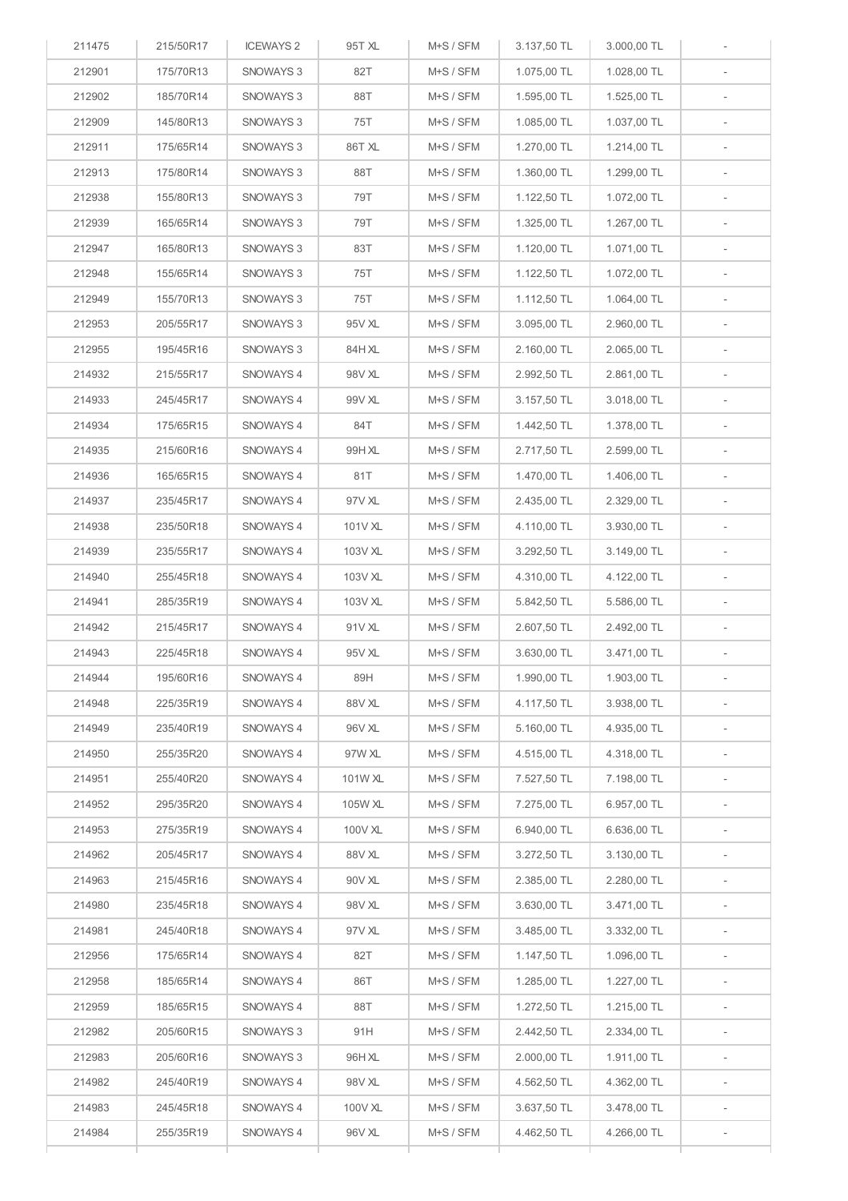| | | | | | | | |
|---|---|---|---|---|---|---|---|
| 211475 | 215/50R17 | ICEWAYS 2 | 95T XL | M+S / SFM | 3.137,50 TL | 3.000,00 TL | - |
| 212901 | 175/70R13 | SNOWAYS 3 | 82T | M+S / SFM | 1.075,00 TL | 1.028,00 TL | - |
| 212902 | 185/70R14 | SNOWAYS 3 | 88T | M+S / SFM | 1.595,00 TL | 1.525,00 TL | - |
| 212909 | 145/80R13 | SNOWAYS 3 | 75T | M+S / SFM | 1.085,00 TL | 1.037,00 TL | - |
| 212911 | 175/65R14 | SNOWAYS 3 | 86T XL | M+S / SFM | 1.270,00 TL | 1.214,00 TL | - |
| 212913 | 175/80R14 | SNOWAYS 3 | 88T | M+S / SFM | 1.360,00 TL | 1.299,00 TL | - |
| 212938 | 155/80R13 | SNOWAYS 3 | 79T | M+S / SFM | 1.122,50 TL | 1.072,00 TL | - |
| 212939 | 165/65R14 | SNOWAYS 3 | 79T | M+S / SFM | 1.325,00 TL | 1.267,00 TL | - |
| 212947 | 165/80R13 | SNOWAYS 3 | 83T | M+S / SFM | 1.120,00 TL | 1.071,00 TL | - |
| 212948 | 155/65R14 | SNOWAYS 3 | 75T | M+S / SFM | 1.122,50 TL | 1.072,00 TL | - |
| 212949 | 155/70R13 | SNOWAYS 3 | 75T | M+S / SFM | 1.112,50 TL | 1.064,00 TL | - |
| 212953 | 205/55R17 | SNOWAYS 3 | 95V XL | M+S / SFM | 3.095,00 TL | 2.960,00 TL | - |
| 212955 | 195/45R16 | SNOWAYS 3 | 84H XL | M+S / SFM | 2.160,00 TL | 2.065,00 TL | - |
| 214932 | 215/55R17 | SNOWAYS 4 | 98V XL | M+S / SFM | 2.992,50 TL | 2.861,00 TL | - |
| 214933 | 245/45R17 | SNOWAYS 4 | 99V XL | M+S / SFM | 3.157,50 TL | 3.018,00 TL | - |
| 214934 | 175/65R15 | SNOWAYS 4 | 84T | M+S / SFM | 1.442,50 TL | 1.378,00 TL | - |
| 214935 | 215/60R16 | SNOWAYS 4 | 99H XL | M+S / SFM | 2.717,50 TL | 2.599,00 TL | - |
| 214936 | 165/65R15 | SNOWAYS 4 | 81T | M+S / SFM | 1.470,00 TL | 1.406,00 TL | - |
| 214937 | 235/45R17 | SNOWAYS 4 | 97V XL | M+S / SFM | 2.435,00 TL | 2.329,00 TL | - |
| 214938 | 235/50R18 | SNOWAYS 4 | 101V XL | M+S / SFM | 4.110,00 TL | 3.930,00 TL | - |
| 214939 | 235/55R17 | SNOWAYS 4 | 103V XL | M+S / SFM | 3.292,50 TL | 3.149,00 TL | - |
| 214940 | 255/45R18 | SNOWAYS 4 | 103V XL | M+S / SFM | 4.310,00 TL | 4.122,00 TL | - |
| 214941 | 285/35R19 | SNOWAYS 4 | 103V XL | M+S / SFM | 5.842,50 TL | 5.586,00 TL | - |
| 214942 | 215/45R17 | SNOWAYS 4 | 91V XL | M+S / SFM | 2.607,50 TL | 2.492,00 TL | - |
| 214943 | 225/45R18 | SNOWAYS 4 | 95V XL | M+S / SFM | 3.630,00 TL | 3.471,00 TL | - |
| 214944 | 195/60R16 | SNOWAYS 4 | 89H | M+S / SFM | 1.990,00 TL | 1.903,00 TL | - |
| 214948 | 225/35R19 | SNOWAYS 4 | 88V XL | M+S / SFM | 4.117,50 TL | 3.938,00 TL | - |
| 214949 | 235/40R19 | SNOWAYS 4 | 96V XL | M+S / SFM | 5.160,00 TL | 4.935,00 TL | - |
| 214950 | 255/35R20 | SNOWAYS 4 | 97W XL | M+S / SFM | 4.515,00 TL | 4.318,00 TL | - |
| 214951 | 255/40R20 | SNOWAYS 4 | 101W XL | M+S / SFM | 7.527,50 TL | 7.198,00 TL | - |
| 214952 | 295/35R20 | SNOWAYS 4 | 105W XL | M+S / SFM | 7.275,00 TL | 6.957,00 TL | - |
| 214953 | 275/35R19 | SNOWAYS 4 | 100V XL | M+S / SFM | 6.940,00 TL | 6.636,00 TL | - |
| 214962 | 205/45R17 | SNOWAYS 4 | 88V XL | M+S / SFM | 3.272,50 TL | 3.130,00 TL | - |
| 214963 | 215/45R16 | SNOWAYS 4 | 90V XL | M+S / SFM | 2.385,00 TL | 2.280,00 TL | - |
| 214980 | 235/45R18 | SNOWAYS 4 | 98V XL | M+S / SFM | 3.630,00 TL | 3.471,00 TL | - |
| 214981 | 245/40R18 | SNOWAYS 4 | 97V XL | M+S / SFM | 3.485,00 TL | 3.332,00 TL | - |
| 212956 | 175/65R14 | SNOWAYS 4 | 82T | M+S / SFM | 1.147,50 TL | 1.096,00 TL | - |
| 212958 | 185/65R14 | SNOWAYS 4 | 86T | M+S / SFM | 1.285,00 TL | 1.227,00 TL | - |
| 212959 | 185/65R15 | SNOWAYS 4 | 88T | M+S / SFM | 1.272,50 TL | 1.215,00 TL | - |
| 212982 | 205/60R15 | SNOWAYS 3 | 91H | M+S / SFM | 2.442,50 TL | 2.334,00 TL | - |
| 212983 | 205/60R16 | SNOWAYS 3 | 96H XL | M+S / SFM | 2.000,00 TL | 1.911,00 TL | - |
| 214982 | 245/40R19 | SNOWAYS 4 | 98V XL | M+S / SFM | 4.562,50 TL | 4.362,00 TL | - |
| 214983 | 245/45R18 | SNOWAYS 4 | 100V XL | M+S / SFM | 3.637,50 TL | 3.478,00 TL | - |
| 214984 | 255/35R19 | SNOWAYS 4 | 96V XL | M+S / SFM | 4.462,50 TL | 4.266,00 TL | - |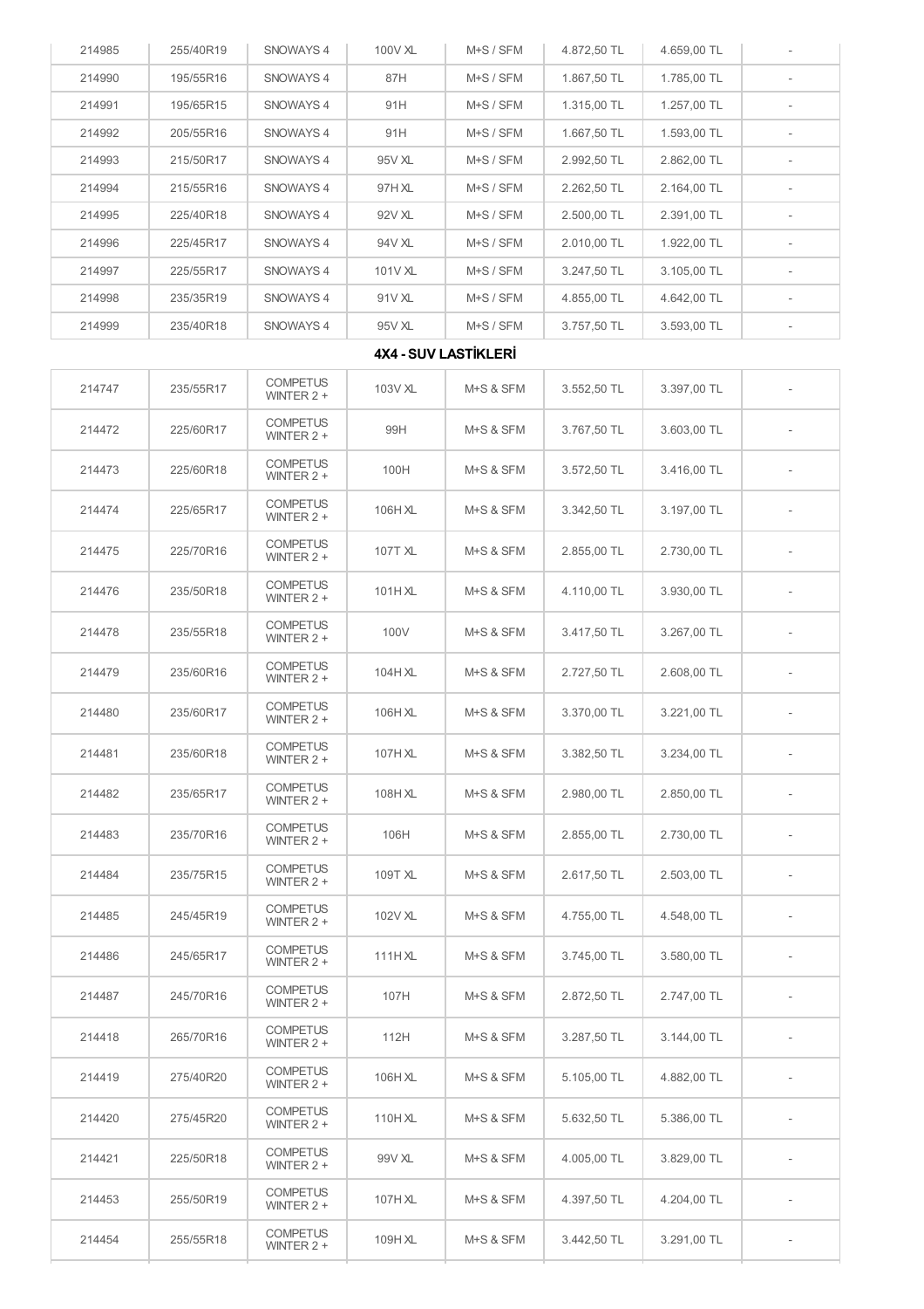| | | | | | | | |
|---|---|---|---|---|---|---|---|
| 214985 | 255/40R19 | SNOWAYS 4 | 100V XL | M+S / SFM | 4.872,50 TL | 4.659,00 TL | - |
| 214990 | 195/55R16 | SNOWAYS 4 | 87H | M+S / SFM | 1.867,50 TL | 1.785,00 TL | - |
| 214991 | 195/65R15 | SNOWAYS 4 | 91H | M+S / SFM | 1.315,00 TL | 1.257,00 TL | - |
| 214992 | 205/55R16 | SNOWAYS 4 | 91H | M+S / SFM | 1.667,50 TL | 1.593,00 TL | - |
| 214993 | 215/50R17 | SNOWAYS 4 | 95V XL | M+S / SFM | 2.992,50 TL | 2.862,00 TL | - |
| 214994 | 215/55R16 | SNOWAYS 4 | 97H XL | M+S / SFM | 2.262,50 TL | 2.164,00 TL | - |
| 214995 | 225/40R18 | SNOWAYS 4 | 92V XL | M+S / SFM | 2.500,00 TL | 2.391,00 TL | - |
| 214996 | 225/45R17 | SNOWAYS 4 | 94V XL | M+S / SFM | 2.010,00 TL | 1.922,00 TL | - |
| 214997 | 225/55R17 | SNOWAYS 4 | 101V XL | M+S / SFM | 3.247,50 TL | 3.105,00 TL | - |
| 214998 | 235/35R19 | SNOWAYS 4 | 91V XL | M+S / SFM | 4.855,00 TL | 4.642,00 TL | - |
| 214999 | 235/40R18 | SNOWAYS 4 | 95V XL | M+S / SFM | 3.757,50 TL | 3.593,00 TL | - |

**4X4 - SUV LASTİKLERİ**

| | | | | | | | |
|---|---|---|---|---|---|---|---|
| 214747 | 235/55R17 | COMPETUS WINTER 2 + | 103V XL | M+S & SFM | 3.552,50 TL | 3.397,00 TL | - |
| 214472 | 225/60R17 | COMPETUS WINTER 2 + | 99H | M+S & SFM | 3.767,50 TL | 3.603,00 TL | - |
| 214473 | 225/60R18 | COMPETUS WINTER 2 + | 100H | M+S & SFM | 3.572,50 TL | 3.416,00 TL | - |
| 214474 | 225/65R17 | COMPETUS WINTER 2 + | 106H XL | M+S & SFM | 3.342,50 TL | 3.197,00 TL | - |
| 214475 | 225/70R16 | COMPETUS WINTER 2 + | 107T XL | M+S & SFM | 2.855,00 TL | 2.730,00 TL | - |
| 214476 | 235/50R18 | COMPETUS WINTER 2 + | 101H XL | M+S & SFM | 4.110,00 TL | 3.930,00 TL | - |
| 214478 | 235/55R18 | COMPETUS WINTER 2 + | 100V | M+S & SFM | 3.417,50 TL | 3.267,00 TL | - |
| 214479 | 235/60R16 | COMPETUS WINTER 2 + | 104H XL | M+S & SFM | 2.727,50 TL | 2.608,00 TL | - |
| 214480 | 235/60R17 | COMPETUS WINTER 2 + | 106H XL | M+S & SFM | 3.370,00 TL | 3.221,00 TL | - |
| 214481 | 235/60R18 | COMPETUS WINTER 2 + | 107H XL | M+S & SFM | 3.382,50 TL | 3.234,00 TL | - |
| 214482 | 235/65R17 | COMPETUS WINTER 2 + | 108H XL | M+S & SFM | 2.980,00 TL | 2.850,00 TL | - |
| 214483 | 235/70R16 | COMPETUS WINTER 2 + | 106H | M+S & SFM | 2.855,00 TL | 2.730,00 TL | - |
| 214484 | 235/75R15 | COMPETUS WINTER 2 + | 109T XL | M+S & SFM | 2.617,50 TL | 2.503,00 TL | - |
| 214485 | 245/45R19 | COMPETUS WINTER 2 + | 102V XL | M+S & SFM | 4.755,00 TL | 4.548,00 TL | - |
| 214486 | 245/65R17 | COMPETUS WINTER 2 + | 111H XL | M+S & SFM | 3.745,00 TL | 3.580,00 TL | - |
| 214487 | 245/70R16 | COMPETUS WINTER 2 + | 107H | M+S & SFM | 2.872,50 TL | 2.747,00 TL | - |
| 214418 | 265/70R16 | COMPETUS WINTER 2 + | 112H | M+S & SFM | 3.287,50 TL | 3.144,00 TL | - |
| 214419 | 275/40R20 | COMPETUS WINTER 2 + | 106H XL | M+S & SFM | 5.105,00 TL | 4.882,00 TL | - |
| 214420 | 275/45R20 | COMPETUS WINTER 2 + | 110H XL | M+S & SFM | 5.632,50 TL | 5.386,00 TL | - |
| 214421 | 225/50R18 | COMPETUS WINTER 2 + | 99V XL | M+S & SFM | 4.005,00 TL | 3.829,00 TL | - |
| 214453 | 255/50R19 | COMPETUS WINTER 2 + | 107H XL | M+S & SFM | 4.397,50 TL | 4.204,00 TL | - |
| 214454 | 255/55R18 | COMPETUS WINTER 2 + | 109H XL | M+S & SFM | 3.442,50 TL | 3.291,00 TL | - |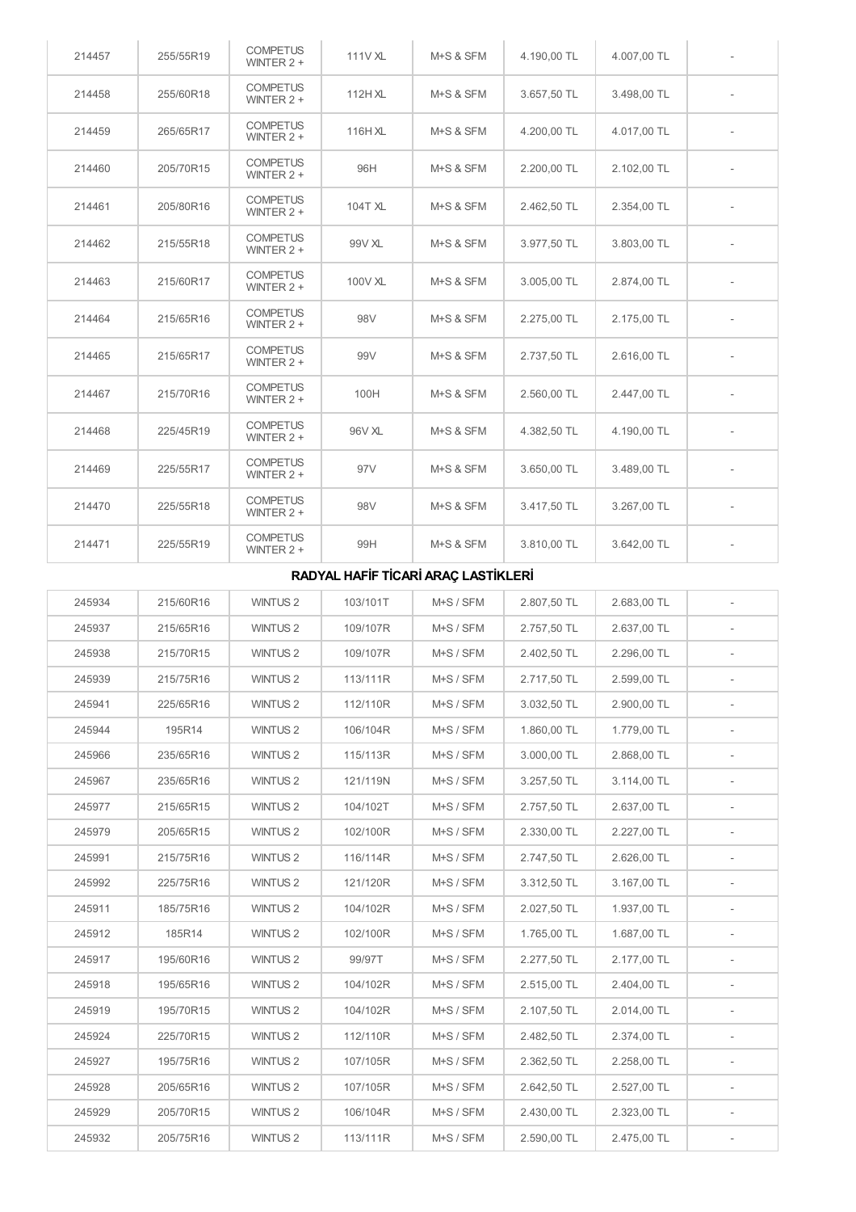| 214457 | 255/55R19 | COMPETUS WINTER 2 + | 111V XL | M+S & SFM | 4.190,00 TL | 4.007,00 TL | - |
|---|---|---|---|---|---|---|---|
| 214458 | 255/60R18 | COMPETUS WINTER 2 + | 112H XL | M+S & SFM | 3.657,50 TL | 3.498,00 TL | - |
| 214459 | 265/65R17 | COMPETUS WINTER 2 + | 116H XL | M+S & SFM | 4.200,00 TL | 4.017,00 TL | - |
| 214460 | 205/70R15 | COMPETUS WINTER 2 + | 96H | M+S & SFM | 2.200,00 TL | 2.102,00 TL | - |
| 214461 | 205/80R16 | COMPETUS WINTER 2 + | 104T XL | M+S & SFM | 2.462,50 TL | 2.354,00 TL | - |
| 214462 | 215/55R18 | COMPETUS WINTER 2 + | 99V XL | M+S & SFM | 3.977,50 TL | 3.803,00 TL | - |
| 214463 | 215/60R17 | COMPETUS WINTER 2 + | 100V XL | M+S & SFM | 3.005,00 TL | 2.874,00 TL | - |
| 214464 | 215/65R16 | COMPETUS WINTER 2 + | 98V | M+S & SFM | 2.275,00 TL | 2.175,00 TL | - |
| 214465 | 215/65R17 | COMPETUS WINTER 2 + | 99V | M+S & SFM | 2.737,50 TL | 2.616,00 TL | - |
| 214467 | 215/70R16 | COMPETUS WINTER 2 + | 100H | M+S & SFM | 2.560,00 TL | 2.447,00 TL | - |
| 214468 | 225/45R19 | COMPETUS WINTER 2 + | 96V XL | M+S & SFM | 4.382,50 TL | 4.190,00 TL | - |
| 214469 | 225/55R17 | COMPETUS WINTER 2 + | 97V | M+S & SFM | 3.650,00 TL | 3.489,00 TL | - |
| 214470 | 225/55R18 | COMPETUS WINTER 2 + | 98V | M+S & SFM | 3.417,50 TL | 3.267,00 TL | - |
| 214471 | 225/55R19 | COMPETUS WINTER 2 + | 99H | M+S & SFM | 3.810,00 TL | 3.642,00 TL | - |

**RADYAL HAFİF TİCARİ ARAÇ LASTİKLERİ**

| 245934 | 215/60R16 | WINTUS 2 | 103/101T | M+S / SFM | 2.807,50 TL | 2.683,00 TL | - |
|---|---|---|---|---|---|---|---|
| 245937 | 215/65R16 | WINTUS 2 | 109/107R | M+S / SFM | 2.757,50 TL | 2.637,00 TL | - |
| 245938 | 215/70R15 | WINTUS 2 | 109/107R | M+S / SFM | 2.402,50 TL | 2.296,00 TL | - |
| 245939 | 215/75R16 | WINTUS 2 | 113/111R | M+S / SFM | 2.717,50 TL | 2.599,00 TL | - |
| 245941 | 225/65R16 | WINTUS 2 | 112/110R | M+S / SFM | 3.032,50 TL | 2.900,00 TL | - |
| 245944 | 195R14 | WINTUS 2 | 106/104R | M+S / SFM | 1.860,00 TL | 1.779,00 TL | - |
| 245966 | 235/65R16 | WINTUS 2 | 115/113R | M+S / SFM | 3.000,00 TL | 2.868,00 TL | - |
| 245967 | 235/65R16 | WINTUS 2 | 121/119N | M+S / SFM | 3.257,50 TL | 3.114,00 TL | - |
| 245977 | 215/65R15 | WINTUS 2 | 104/102T | M+S / SFM | 2.757,50 TL | 2.637,00 TL | - |
| 245979 | 205/65R15 | WINTUS 2 | 102/100R | M+S / SFM | 2.330,00 TL | 2.227,00 TL | - |
| 245991 | 215/75R16 | WINTUS 2 | 116/114R | M+S / SFM | 2.747,50 TL | 2.626,00 TL | - |
| 245992 | 225/75R16 | WINTUS 2 | 121/120R | M+S / SFM | 3.312,50 TL | 3.167,00 TL | - |
| 245911 | 185/75R16 | WINTUS 2 | 104/102R | M+S / SFM | 2.027,50 TL | 1.937,00 TL | - |
| 245912 | 185R14 | WINTUS 2 | 102/100R | M+S / SFM | 1.765,00 TL | 1.687,00 TL | - |
| 245917 | 195/60R16 | WINTUS 2 | 99/97T | M+S / SFM | 2.277,50 TL | 2.177,00 TL | - |
| 245918 | 195/65R16 | WINTUS 2 | 104/102R | M+S / SFM | 2.515,00 TL | 2.404,00 TL | - |
| 245919 | 195/70R15 | WINTUS 2 | 104/102R | M+S / SFM | 2.107,50 TL | 2.014,00 TL | - |
| 245924 | 225/70R15 | WINTUS 2 | 112/110R | M+S / SFM | 2.482,50 TL | 2.374,00 TL | - |
| 245927 | 195/75R16 | WINTUS 2 | 107/105R | M+S / SFM | 2.362,50 TL | 2.258,00 TL | - |
| 245928 | 205/65R16 | WINTUS 2 | 107/105R | M+S / SFM | 2.642,50 TL | 2.527,00 TL | - |
| 245929 | 205/70R15 | WINTUS 2 | 106/104R | M+S / SFM | 2.430,00 TL | 2.323,00 TL | - |
| 245932 | 205/75R16 | WINTUS 2 | 113/111R | M+S / SFM | 2.590,00 TL | 2.475,00 TL | - |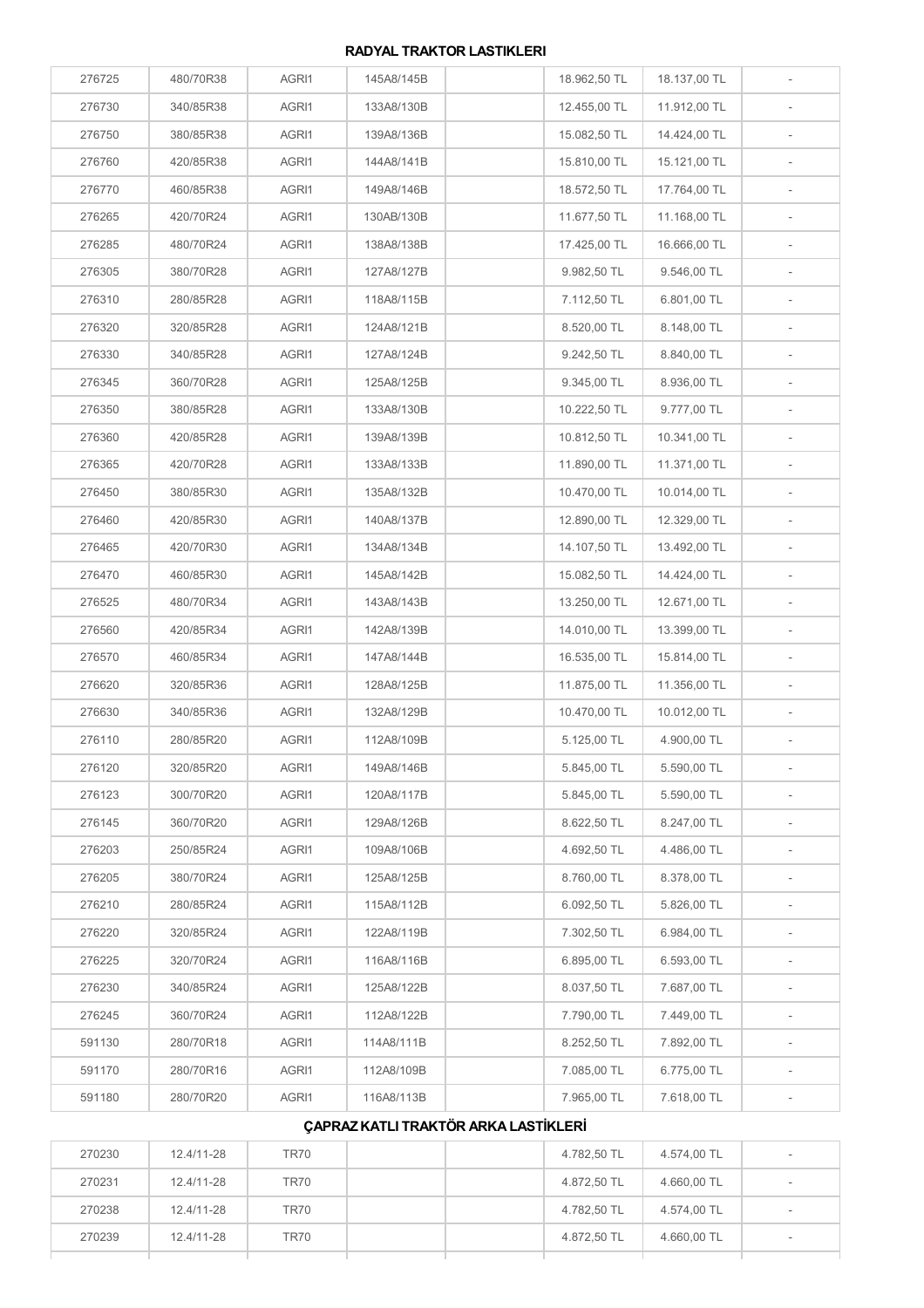## RADYAL TRAKTOR LASTIKLERI

| | | | | | | | |
|---|---|---|---|---|---|---|---|
| 276725 | 480/70R38 | AGRI1 | 145A8/145B | | 18.962,50 TL | 18.137,00 TL | - |
| 276730 | 340/85R38 | AGRI1 | 133A8/130B | | 12.455,00 TL | 11.912,00 TL | - |
| 276750 | 380/85R38 | AGRI1 | 139A8/136B | | 15.082,50 TL | 14.424,00 TL | - |
| 276760 | 420/85R38 | AGRI1 | 144A8/141B | | 15.810,00 TL | 15.121,00 TL | - |
| 276770 | 460/85R38 | AGRI1 | 149A8/146B | | 18.572,50 TL | 17.764,00 TL | - |
| 276265 | 420/70R24 | AGRI1 | 130AB/130B | | 11.677,50 TL | 11.168,00 TL | - |
| 276285 | 480/70R24 | AGRI1 | 138A8/138B | | 17.425,00 TL | 16.666,00 TL | - |
| 276305 | 380/70R28 | AGRI1 | 127A8/127B | | 9.982,50 TL | 9.546,00 TL | - |
| 276310 | 280/85R28 | AGRI1 | 118A8/115B | | 7.112,50 TL | 6.801,00 TL | - |
| 276320 | 320/85R28 | AGRI1 | 124A8/121B | | 8.520,00 TL | 8.148,00 TL | - |
| 276330 | 340/85R28 | AGRI1 | 127A8/124B | | 9.242,50 TL | 8.840,00 TL | - |
| 276345 | 360/70R28 | AGRI1 | 125A8/125B | | 9.345,00 TL | 8.936,00 TL | - |
| 276350 | 380/85R28 | AGRI1 | 133A8/130B | | 10.222,50 TL | 9.777,00 TL | - |
| 276360 | 420/85R28 | AGRI1 | 139A8/139B | | 10.812,50 TL | 10.341,00 TL | - |
| 276365 | 420/70R28 | AGRI1 | 133A8/133B | | 11.890,00 TL | 11.371,00 TL | - |
| 276450 | 380/85R30 | AGRI1 | 135A8/132B | | 10.470,00 TL | 10.014,00 TL | - |
| 276460 | 420/85R30 | AGRI1 | 140A8/137B | | 12.890,00 TL | 12.329,00 TL | - |
| 276465 | 420/70R30 | AGRI1 | 134A8/134B | | 14.107,50 TL | 13.492,00 TL | - |
| 276470 | 460/85R30 | AGRI1 | 145A8/142B | | 15.082,50 TL | 14.424,00 TL | - |
| 276525 | 480/70R34 | AGRI1 | 143A8/143B | | 13.250,00 TL | 12.671,00 TL | - |
| 276560 | 420/85R34 | AGRI1 | 142A8/139B | | 14.010,00 TL | 13.399,00 TL | - |
| 276570 | 460/85R34 | AGRI1 | 147A8/144B | | 16.535,00 TL | 15.814,00 TL | - |
| 276620 | 320/85R36 | AGRI1 | 128A8/125B | | 11.875,00 TL | 11.356,00 TL | - |
| 276630 | 340/85R36 | AGRI1 | 132A8/129B | | 10.470,00 TL | 10.012,00 TL | - |
| 276110 | 280/85R20 | AGRI1 | 112A8/109B | | 5.125,00 TL | 4.900,00 TL | - |
| 276120 | 320/85R20 | AGRI1 | 149A8/146B | | 5.845,00 TL | 5.590,00 TL | - |
| 276123 | 300/70R20 | AGRI1 | 120A8/117B | | 5.845,00 TL | 5.590,00 TL | - |
| 276145 | 360/70R20 | AGRI1 | 129A8/126B | | 8.622,50 TL | 8.247,00 TL | - |
| 276203 | 250/85R24 | AGRI1 | 109A8/106B | | 4.692,50 TL | 4.486,00 TL | - |
| 276205 | 380/70R24 | AGRI1 | 125A8/125B | | 8.760,00 TL | 8.378,00 TL | - |
| 276210 | 280/85R24 | AGRI1 | 115A8/112B | | 6.092,50 TL | 5.826,00 TL | - |
| 276220 | 320/85R24 | AGRI1 | 122A8/119B | | 7.302,50 TL | 6.984,00 TL | - |
| 276225 | 320/70R24 | AGRI1 | 116A8/116B | | 6.895,00 TL | 6.593,00 TL | - |
| 276230 | 340/85R24 | AGRI1 | 125A8/122B | | 8.037,50 TL | 7.687,00 TL | - |
| 276245 | 360/70R24 | AGRI1 | 112A8/122B | | 7.790,00 TL | 7.449,00 TL | - |
| 591130 | 280/70R18 | AGRI1 | 114A8/111B | | 8.252,50 TL | 7.892,00 TL | - |
| 591170 | 280/70R16 | AGRI1 | 112A8/109B | | 7.085,00 TL | 6.775,00 TL | - |
| 591180 | 280/70R20 | AGRI1 | 116A8/113B | | 7.965,00 TL | 7.618,00 TL | - |

## ÇAPRAZ KATLI TRAKTÖR ARKA LASTİKLERİ

| | | | | | | | |
|---|---|---|---|---|---|---|---|
| 270230 | 12.4/11-28 | TR70 | | | 4.782,50 TL | 4.574,00 TL | - |
| 270231 | 12.4/11-28 | TR70 | | | 4.872,50 TL | 4.660,00 TL | - |
| 270238 | 12.4/11-28 | TR70 | | | 4.782,50 TL | 4.574,00 TL | - |
| 270239 | 12.4/11-28 | TR70 | | | 4.872,50 TL | 4.660,00 TL | - |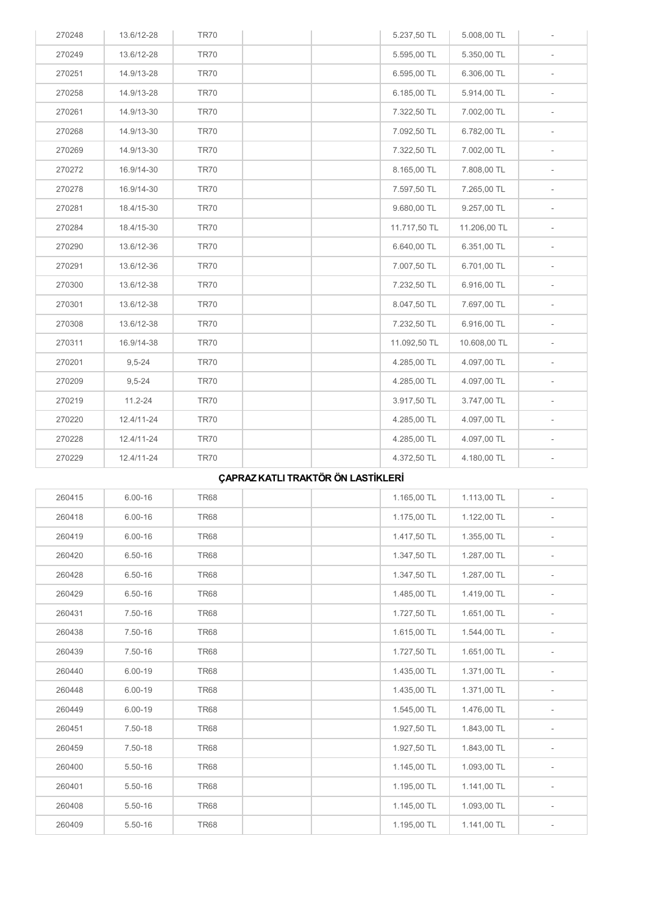| | | | | | | | |
|---|---|---|---|---|---|---|---|
| 270248 | 13.6/12-28 | TR70 | | | 5.237,50 TL | 5.008,00 TL | - |
| 270249 | 13.6/12-28 | TR70 | | | 5.595,00 TL | 5.350,00 TL | - |
| 270251 | 14.9/13-28 | TR70 | | | 6.595,00 TL | 6.306,00 TL | - |
| 270258 | 14.9/13-28 | TR70 | | | 6.185,00 TL | 5.914,00 TL | - |
| 270261 | 14.9/13-30 | TR70 | | | 7.322,50 TL | 7.002,00 TL | - |
| 270268 | 14.9/13-30 | TR70 | | | 7.092,50 TL | 6.782,00 TL | - |
| 270269 | 14.9/13-30 | TR70 | | | 7.322,50 TL | 7.002,00 TL | - |
| 270272 | 16.9/14-30 | TR70 | | | 8.165,00 TL | 7.808,00 TL | - |
| 270278 | 16.9/14-30 | TR70 | | | 7.597,50 TL | 7.265,00 TL | - |
| 270281 | 18.4/15-30 | TR70 | | | 9.680,00 TL | 9.257,00 TL | - |
| 270284 | 18.4/15-30 | TR70 | | | 11.717,50 TL | 11.206,00 TL | - |
| 270290 | 13.6/12-36 | TR70 | | | 6.640,00 TL | 6.351,00 TL | - |
| 270291 | 13.6/12-36 | TR70 | | | 7.007,50 TL | 6.701,00 TL | - |
| 270300 | 13.6/12-38 | TR70 | | | 7.232,50 TL | 6.916,00 TL | - |
| 270301 | 13.6/12-38 | TR70 | | | 8.047,50 TL | 7.697,00 TL | - |
| 270308 | 13.6/12-38 | TR70 | | | 7.232,50 TL | 6.916,00 TL | - |
| 270311 | 16.9/14-38 | TR70 | | | 11.092,50 TL | 10.608,00 TL | - |
| 270201 | 9,5-24 | TR70 | | | 4.285,00 TL | 4.097,00 TL | - |
| 270209 | 9,5-24 | TR70 | | | 4.285,00 TL | 4.097,00 TL | - |
| 270219 | 11.2-24 | TR70 | | | 3.917,50 TL | 3.747,00 TL | - |
| 270220 | 12.4/11-24 | TR70 | | | 4.285,00 TL | 4.097,00 TL | - |
| 270228 | 12.4/11-24 | TR70 | | | 4.285,00 TL | 4.097,00 TL | - |
| 270229 | 12.4/11-24 | TR70 | | | 4.372,50 TL | 4.180,00 TL | - |

**ÇAPRAZ KATLI TRAKTÖR ÖN LASTİKLERİ**

| | | | | | | | |
|---|---|---|---|---|---|---|---|
| 260415 | 6.00-16 | TR68 | | | 1.165,00 TL | 1.113,00 TL | - |
| 260418 | 6.00-16 | TR68 | | | 1.175,00 TL | 1.122,00 TL | - |
| 260419 | 6.00-16 | TR68 | | | 1.417,50 TL | 1.355,00 TL | - |
| 260420 | 6.50-16 | TR68 | | | 1.347,50 TL | 1.287,00 TL | - |
| 260428 | 6.50-16 | TR68 | | | 1.347,50 TL | 1.287,00 TL | - |
| 260429 | 6.50-16 | TR68 | | | 1.485,00 TL | 1.419,00 TL | - |
| 260431 | 7.50-16 | TR68 | | | 1.727,50 TL | 1.651,00 TL | - |
| 260438 | 7.50-16 | TR68 | | | 1.615,00 TL | 1.544,00 TL | - |
| 260439 | 7.50-16 | TR68 | | | 1.727,50 TL | 1.651,00 TL | - |
| 260440 | 6.00-19 | TR68 | | | 1.435,00 TL | 1.371,00 TL | - |
| 260448 | 6.00-19 | TR68 | | | 1.435,00 TL | 1.371,00 TL | - |
| 260449 | 6.00-19 | TR68 | | | 1.545,00 TL | 1.476,00 TL | - |
| 260451 | 7.50-18 | TR68 | | | 1.927,50 TL | 1.843,00 TL | - |
| 260459 | 7.50-18 | TR68 | | | 1.927,50 TL | 1.843,00 TL | - |
| 260400 | 5.50-16 | TR68 | | | 1.145,00 TL | 1.093,00 TL | - |
| 260401 | 5.50-16 | TR68 | | | 1.195,00 TL | 1.141,00 TL | - |
| 260408 | 5.50-16 | TR68 | | | 1.145,00 TL | 1.093,00 TL | - |
| 260409 | 5.50-16 | TR68 | | | 1.195,00 TL | 1.141,00 TL | - |